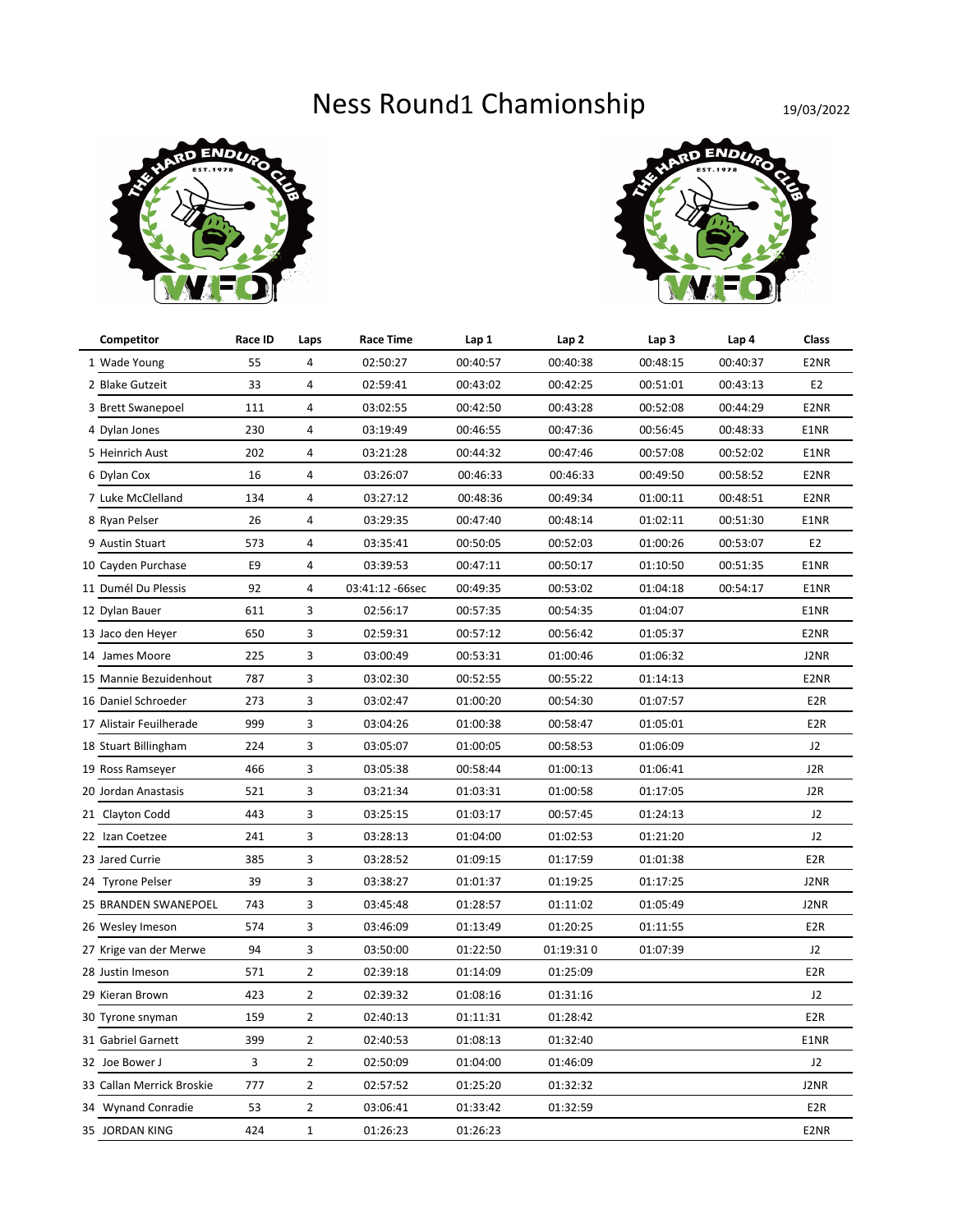# Ness Round1 Chamionship

19/03/2022

| Competitor | Race ID | Laps | Race Time | Lap 1 | Lap 2 | Lap 3 | Lap 4 | Class |
|---|---|---|---|---|---|---|---|---|
| 1 Wade Young | 55 | 4 | 02:50:27 | 00:40:57 | 00:40:38 | 00:48:15 | 00:40:37 | E2NR |
| 2 Blake Gutzeit | 33 | 4 | 02:59:41 | 00:43:02 | 00:42:25 | 00:51:01 | 00:43:13 | E2 |
| 3 Brett Swanepoel | 111 | 4 | 03:02:55 | 00:42:50 | 00:43:28 | 00:52:08 | 00:44:29 | E2NR |
| 4 Dylan Jones | 230 | 4 | 03:19:49 | 00:46:55 | 00:47:36 | 00:56:45 | 00:48:33 | E1NR |
| 5 Heinrich Aust | 202 | 4 | 03:21:28 | 00:44:32 | 00:47:46 | 00:57:08 | 00:52:02 | E1NR |
| 6 Dylan Cox | 16 | 4 | 03:26:07 | 00:46:33 | 00:46:33 | 00:49:50 | 00:58:52 | E2NR |
| 7 Luke McClelland | 134 | 4 | 03:27:12 | 00:48:36 | 00:49:34 | 01:00:11 | 00:48:51 | E2NR |
| 8 Ryan Pelser | 26 | 4 | 03:29:35 | 00:47:40 | 00:48:14 | 01:02:11 | 00:51:30 | E1NR |
| 9 Austin Stuart | 573 | 4 | 03:35:41 | 00:50:05 | 00:52:03 | 01:00:26 | 00:53:07 | E2 |
| 10 Cayden Purchase | E9 | 4 | 03:39:53 | 00:47:11 | 00:50:17 | 01:10:50 | 00:51:35 | E1NR |
| 11 Dumél Du Plessis | 92 | 4 | 03:41:12 -66sec | 00:49:35 | 00:53:02 | 01:04:18 | 00:54:17 | E1NR |
| 12 Dylan Bauer | 611 | 3 | 02:56:17 | 00:57:35 | 00:54:35 | 01:04:07 | | E1NR |
| 13 Jaco den Heyer | 650 | 3 | 02:59:31 | 00:57:12 | 00:56:42 | 01:05:37 | | E2NR |
| 14 James Moore | 225 | 3 | 03:00:49 | 00:53:31 | 01:00:46 | 01:06:32 | | J2NR |
| 15 Mannie Bezuidenhout | 787 | 3 | 03:02:30 | 00:52:55 | 00:55:22 | 01:14:13 | | E2NR |
| 16 Daniel Schroeder | 273 | 3 | 03:02:47 | 01:00:20 | 00:54:30 | 01:07:57 | | E2R |
| 17 Alistair Feuilherade | 999 | 3 | 03:04:26 | 01:00:38 | 00:58:47 | 01:05:01 | | E2R |
| 18 Stuart Billingham | 224 | 3 | 03:05:07 | 01:00:05 | 00:58:53 | 01:06:09 | | J2 |
| 19 Ross Ramseyer | 466 | 3 | 03:05:38 | 00:58:44 | 01:00:13 | 01:06:41 | | J2R |
| 20 Jordan Anastasis | 521 | 3 | 03:21:34 | 01:03:31 | 01:00:58 | 01:17:05 | | J2R |
| 21 Clayton Codd | 443 | 3 | 03:25:15 | 01:03:17 | 00:57:45 | 01:24:13 | | J2 |
| 22 Izan Coetzee | 241 | 3 | 03:28:13 | 01:04:00 | 01:02:53 | 01:21:20 | | J2 |
| 23 Jared Currie | 385 | 3 | 03:28:52 | 01:09:15 | 01:17:59 | 01:01:38 | | E2R |
| 24 Tyrone Pelser | 39 | 3 | 03:38:27 | 01:01:37 | 01:19:25 | 01:17:25 | | J2NR |
| 25 BRANDEN SWANEPOEL | 743 | 3 | 03:45:48 | 01:28:57 | 01:11:02 | 01:05:49 | | J2NR |
| 26 Wesley Imeson | 574 | 3 | 03:46:09 | 01:13:49 | 01:20:25 | 01:11:55 | | E2R |
| 27 Krige van der Merwe | 94 | 3 | 03:50:00 | 01:22:50 | 01:19:31 0 | 01:07:39 | | J2 |
| 28 Justin Imeson | 571 | 2 | 02:39:18 | 01:14:09 | 01:25:09 | | | E2R |
| 29 Kieran Brown | 423 | 2 | 02:39:32 | 01:08:16 | 01:31:16 | | | J2 |
| 30 Tyrone snyman | 159 | 2 | 02:40:13 | 01:11:31 | 01:28:42 | | | E2R |
| 31 Gabriel Garnett | 399 | 2 | 02:40:53 | 01:08:13 | 01:32:40 | | | E1NR |
| 32 Joe Bower J | 3 | 2 | 02:50:09 | 01:04:00 | 01:46:09 | | | J2 |
| 33 Callan Merrick Broskie | 777 | 2 | 02:57:52 | 01:25:20 | 01:32:32 | | | J2NR |
| 34 Wynand Conradie | 53 | 2 | 03:06:41 | 01:33:42 | 01:32:59 | | | E2R |
| 35 JORDAN KING | 424 | 1 | 01:26:23 | 01:26:23 | | | | E2NR |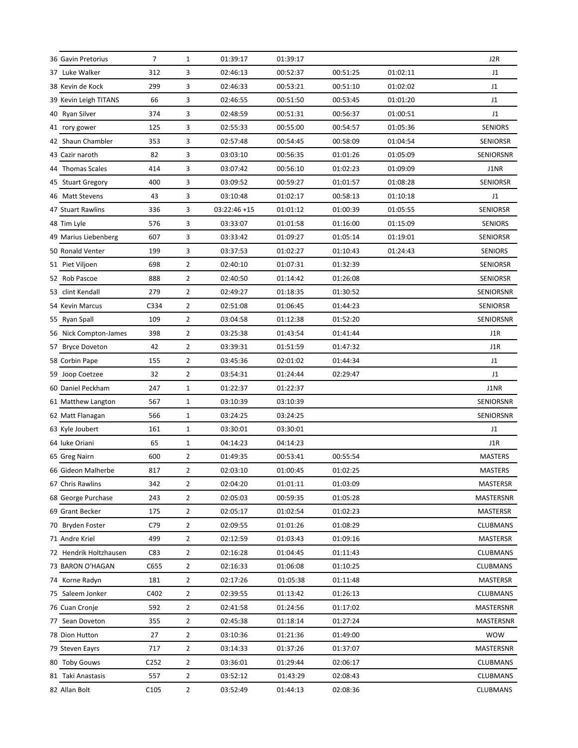| | | | | | | | |
|---|---|---|---|---|---|---|---|
| 36 Gavin Pretorius | 7 | 1 | 01:39:17 | 01:39:17 | | | J2R |
| 37 Luke Walker | 312 | 3 | 02:46:13 | 00:52:37 | 00:51:25 | 01:02:11 | J1 |
| 38 Kevin de Kock | 299 | 3 | 02:46:33 | 00:53:21 | 00:51:10 | 01:02:02 | J1 |
| 39 Kevin Leigh TITANS | 66 | 3 | 02:46:55 | 00:51:50 | 00:53:45 | 01:01:20 | J1 |
| 40 Ryan Silver | 374 | 3 | 02:48:59 | 00:51:31 | 00:56:37 | 01:00:51 | J1 |
| 41 rory gower | 125 | 3 | 02:55:33 | 00:55:00 | 00:54:57 | 01:05:36 | SENIORS |
| 42 Shaun Chambler | 353 | 3 | 02:57:48 | 00:54:45 | 00:58:09 | 01:04:54 | SENIORSR |
| 43 Cazir naroth | 82 | 3 | 03:03:10 | 00:56:35 | 01:01:26 | 01:05:09 | SENIORSNR |
| 44 Thomas Scales | 414 | 3 | 03:07:42 | 00:56:10 | 01:02:23 | 01:09:09 | J1NR |
| 45 Stuart Gregory | 400 | 3 | 03:09:52 | 00:59:27 | 01:01:57 | 01:08:28 | SENIORSR |
| 46 Matt Stevens | 43 | 3 | 03:10:48 | 01:02:17 | 00:58:13 | 01:10:18 | J1 |
| 47 Stuart Rawlins | 336 | 3 | 03:22:46 +15 | 01:01:12 | 01:00:39 | 01:05:55 | SENIORSR |
| 48 Tim Lyle | 576 | 3 | 03:33:07 | 01:01:58 | 01:16:00 | 01:15:09 | SENIORS |
| 49 Marius Liebenberg | 607 | 3 | 03:33:42 | 01:09:27 | 01:05:14 | 01:19:01 | SENIORSR |
| 50 Ronald Venter | 199 | 3 | 03:37:53 | 01:02:27 | 01:10:43 | 01:24:43 | SENIORS |
| 51 Piet Viljoen | 698 | 2 | 02:40:10 | 01:07:31 | 01:32:39 | | SENIORSR |
| 52 Rob Pascoe | 888 | 2 | 02:40:50 | 01:14:42 | 01:26:08 | | SENIORSR |
| 53 clint Kendall | 279 | 2 | 02:49:27 | 01:18:35 | 01:30:52 | | SENIORSNR |
| 54 Kevin Marcus | C334 | 2 | 02:51:08 | 01:06:45 | 01:44:23 | | SENIORSR |
| 55 Ryan Spall | 109 | 2 | 03:04:58 | 01:12:38 | 01:52:20 | | SENIORSNR |
| 56 Nick Compton-James | 398 | 2 | 03:25:38 | 01:43:54 | 01:41:44 | | J1R |
| 57 Bryce Doveton | 42 | 2 | 03:39:31 | 01:51:59 | 01:47:32 | | J1R |
| 58 Corbin Pape | 155 | 2 | 03:45:36 | 02:01:02 | 01:44:34 | | J1 |
| 59 Joop Coetzee | 32 | 2 | 03:54:31 | 01:24:44 | 02:29:47 | | J1 |
| 60 Daniel Peckham | 247 | 1 | 01:22:37 | 01:22:37 | | | J1NR |
| 61 Matthew Langton | 567 | 1 | 03:10:39 | 03:10:39 | | | SENIORSNR |
| 62 Matt Flanagan | 566 | 1 | 03:24:25 | 03:24:25 | | | SENIORSNR |
| 63 Kyle Joubert | 161 | 1 | 03:30:01 | 03:30:01 | | | J1 |
| 64 luke Oriani | 65 | 1 | 04:14:23 | 04:14:23 | | | J1R |
| 65 Greg Nairn | 600 | 2 | 01:49:35 | 00:53:41 | 00:55:54 | | MASTERS |
| 66 Gideon Malherbe | 817 | 2 | 02:03:10 | 01:00:45 | 01:02:25 | | MASTERS |
| 67 Chris Rawlins | 342 | 2 | 02:04:20 | 01:01:11 | 01:03:09 | | MASTERSR |
| 68 George Purchase | 243 | 2 | 02:05:03 | 00:59:35 | 01:05:28 | | MASTERSNR |
| 69 Grant Becker | 175 | 2 | 02:05:17 | 01:02:54 | 01:02:23 | | MASTERSR |
| 70 Bryden Foster | C79 | 2 | 02:09:55 | 01:01:26 | 01:08:29 | | CLUBMANS |
| 71 Andre Kriel | 499 | 2 | 02:12:59 | 01:03:43 | 01:09:16 | | MASTERSR |
| 72 Hendrik Holtzhausen | C83 | 2 | 02:16:28 | 01:04:45 | 01:11:43 | | CLUBMANS |
| 73 BARON O'HAGAN | C655 | 2 | 02:16:33 | 01:06:08 | 01:10:25 | | CLUBMANS |
| 74 Korne Radyn | 181 | 2 | 02:17:26 | 01:05:38 | 01:11:48 | | MASTERSR |
| 75 Saleem Jonker | C402 | 2 | 02:39:55 | 01:13:42 | 01:26:13 | | CLUBMANS |
| 76 Cuan Cronje | 592 | 2 | 02:41:58 | 01:24:56 | 01:17:02 | | MASTERSNR |
| 77 Sean Doveton | 355 | 2 | 02:45:38 | 01:18:14 | 01:27:24 | | MASTERSNR |
| 78 Dion Hutton | 27 | 2 | 03:10:36 | 01:21:36 | 01:49:00 | | WOW |
| 79 Steven Eayrs | 717 | 2 | 03:14:33 | 01:37:26 | 01:37:07 | | MASTERSNR |
| 80 Toby Gouws | C252 | 2 | 03:36:01 | 01:29:44 | 02:06:17 | | CLUBMANS |
| 81 Taki Anastasis | 557 | 2 | 03:52:12 | 01:43:29 | 02:08:43 | | CLUBMANS |
| 82 Allan Bolt | C105 | 2 | 03:52:49 | 01:44:13 | 02:08:36 | | CLUBMANS |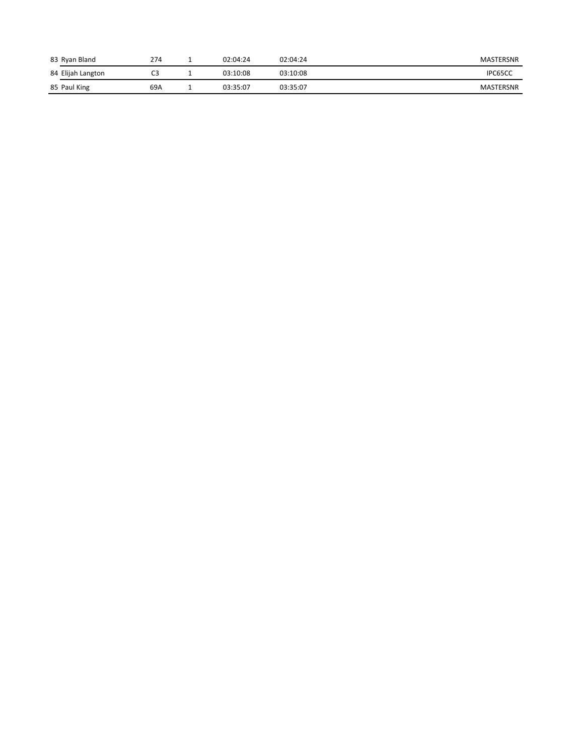| | | | | | |
|---|---|---|---|---|---|
| 83 | Ryan Bland | 274 | 1 | 02:04:24 | 02:04:24 | MASTERSNR |
| 84 | Elijah Langton | C3 | 1 | 03:10:08 | 03:10:08 | IPC65CC |
| 85 | Paul King | 69A | 1 | 03:35:07 | 03:35:07 | MASTERSNR |